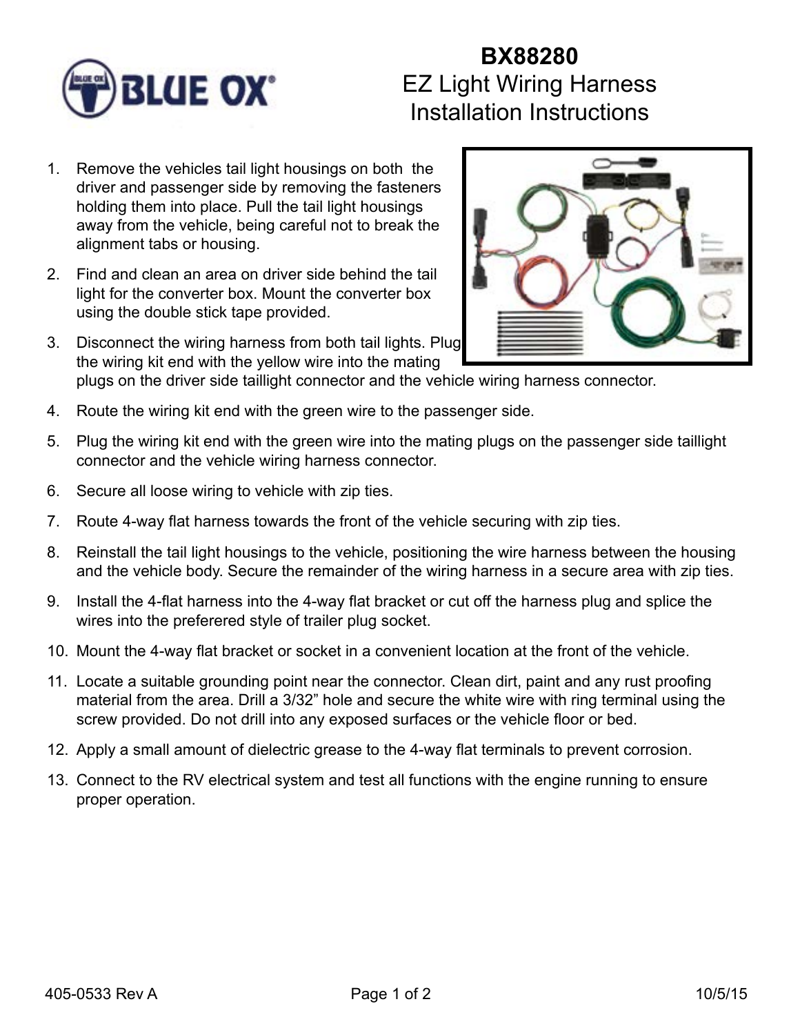# BX88280
## EZ Light Wiring Harness Installation Instructions

1. Remove the vehicles tail light housings on both  the driver and passenger side by removing the fasteners holding them into place. Pull the tail light housings away from the vehicle, being careful not to break the alignment tabs or housing.
2. Find and clean an area on driver side behind the tail light for the converter box. Mount the converter box using the double stick tape provided.
3. Disconnect the wiring harness from both tail lights. Plug the wiring kit end with the yellow wire into the mating plugs on the driver side taillight connector and the vehicle wiring harness connector.
4. Route the wiring kit end with the green wire to the passenger side.
5. Plug the wiring kit end with the green wire into the mating plugs on the passenger side taillight connector and the vehicle wiring harness connector.
6. Secure all loose wiring to vehicle with zip ties.
7. Route 4-way flat harness towards the front of the vehicle securing with zip ties.
8. Reinstall the tail light housings to the vehicle, positioning the wire harness between the housing and the vehicle body. Secure the remainder of the wiring harness in a secure area with zip ties.
9. Install the 4-flat harness into the 4-way flat bracket or cut off the harness plug and splice the wires into the preferered style of trailer plug socket.
10. Mount the 4-way flat bracket or socket in a convenient location at the front of the vehicle.
11. Locate a suitable grounding point near the connector. Clean dirt, paint and any rust proofing material from the area. Drill a 3/32” hole and secure the white wire with ring terminal using the screw provided. Do not drill into any exposed surfaces or the vehicle floor or bed.
12. Apply a small amount of dielectric grease to the 4-way flat terminals to prevent corrosion.
13. Connect to the RV electrical system and test all functions with the engine running to ensure proper operation.

405-0533 Rev A 10/5/15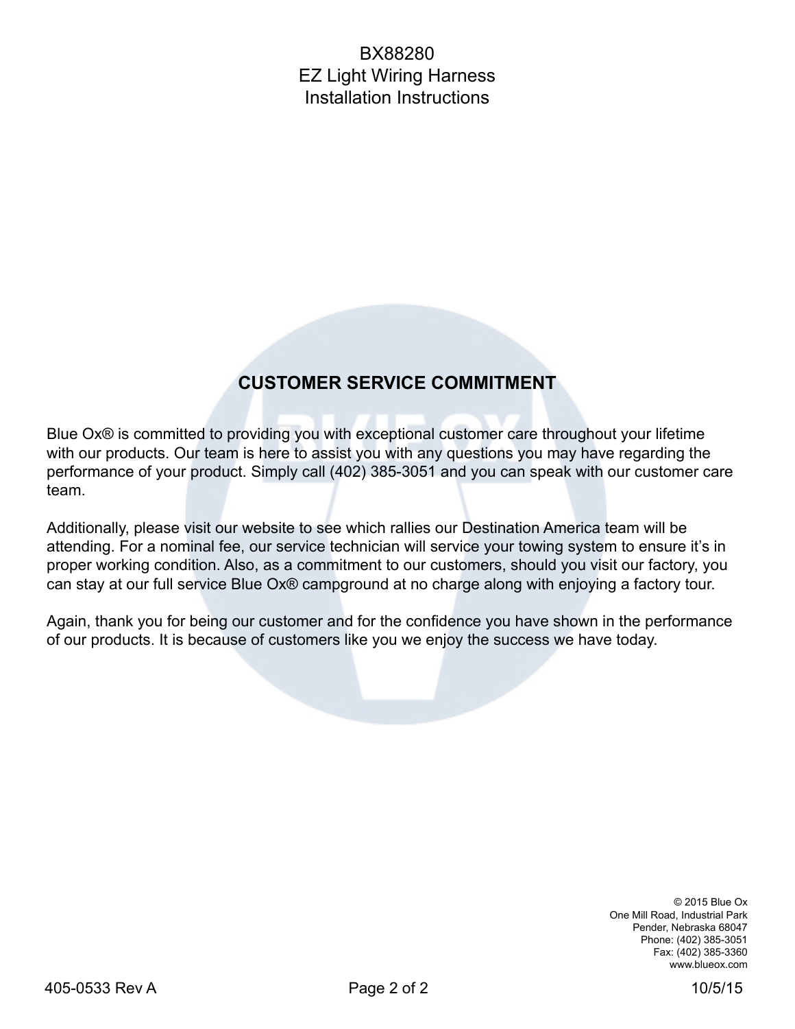## CUSTOMER SERVICE COMMITMENT

Blue Ox® is committed to providing you with exceptional customer care throughout your lifetime with our products. Our team is here to assist you with any questions you may have regarding the performance of your product. Simply call (402) 385-3051 and you can speak with our customer care team.

Additionally, please visit our website to see which rallies our Destination America team will be attending. For a nominal fee, our service technician will service your towing system to ensure it's in proper working condition. Also, as a commitment to our customers, should you visit our factory, you can stay at our full service Blue Ox® campground at no charge along with enjoying a factory tour.

Again, thank you for being our customer and for the confidence you have shown in the performance of our products. It is because of customers like you we enjoy the success we have today.

© 2015 Blue Ox
One Mill Road, Industrial Park
Pender, Nebraska 68047
Phone: (402) 385-3051
Fax: (402) 385-3360
www.blueox.com